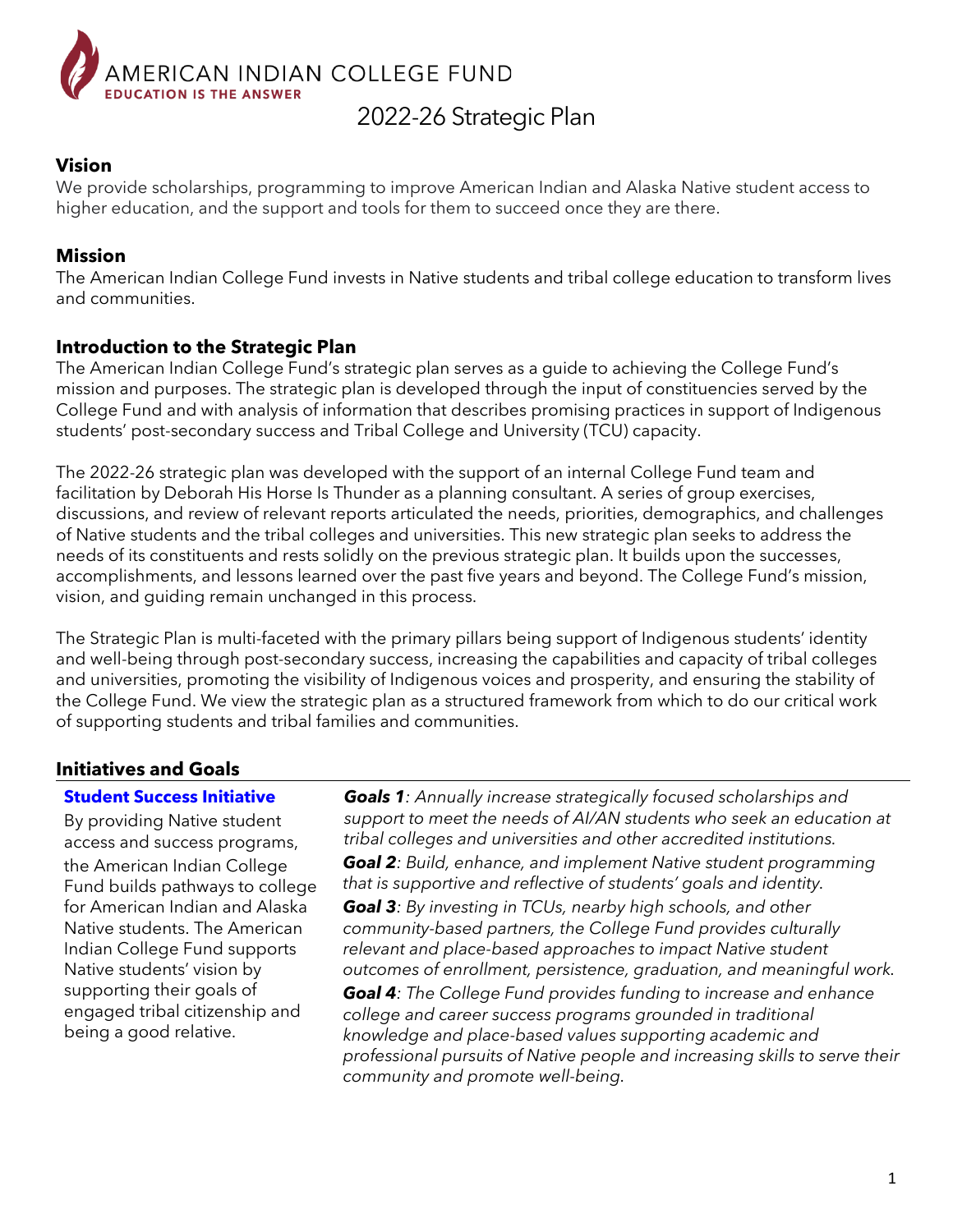AMERICAN INDIAN COLLEGE FUND

EDUCATION IS THE ANSWER

# 2022-26 Strategic Plan

## Vision

We provide scholarships, programming to improve American Indian and Alaska Native student access to higher education, and the support and tools for them to succeed once they are there.

## Mission

The American Indian College Fund invests in Native students and tribal college education to transform lives and communities.

## Introduction to the Strategic Plan

The American Indian College Fund's strategic plan serves as a guide to achieving the College Fund's mission and purposes. The strategic plan is developed through the input of constituencies served by the College Fund and with analysis of information that describes promising practices in support of Indigenous students' post-secondary success and Tribal College and University (TCU) capacity.

The 2022-26 strategic plan was developed with the support of an internal College Fund team and facilitation by Deborah His Horse Is Thunder as a planning consultant. A series of group exercises, discussions, and review of relevant reports articulated the needs, priorities, demographics, and challenges of Native students and the tribal colleges and universities. This new strategic plan seeks to address the needs of its constituents and rests solidly on the previous strategic plan. It builds upon the successes, accomplishments, and lessons learned over the past five years and beyond. The College Fund's mission, vision, and guiding remain unchanged in this process.

The Strategic Plan is multi-faceted with the primary pillars being support of Indigenous students' identity and well-being through post-secondary success, increasing the capabilities and capacity of tribal colleges and universities, promoting the visibility of Indigenous voices and prosperity, and ensuring the stability of the College Fund. We view the strategic plan as a structured framework from which to do our critical work of supporting students and tribal families and communities.

## Initiatives and Goals

### Student Success Initiative

By providing Native student access and success programs, the American Indian College Fund builds pathways to college for American Indian and Alaska Native students. The American Indian College Fund supports Native students' vision by supporting their goals of engaged tribal citizenship and being a good relative.

***Goals 1***: *Annually increase strategically focused scholarships and support to meet the needs of AI/AN students who seek an education at tribal colleges and universities and other accredited institutions.*

***Goal 2***: *Build, enhance, and implement Native student programming that is supportive and reflective of students' goals and identity.*

***Goal 3***: *By investing in TCUs, nearby high schools, and other community-based partners, the College Fund provides culturally relevant and place-based approaches to impact Native student outcomes of enrollment, persistence, graduation, and meaningful work.*

***Goal 4***: *The College Fund provides funding to increase and enhance college and career success programs grounded in traditional knowledge and place-based values supporting academic and professional pursuits of Native people and increasing skills to serve their community and promote well-being.*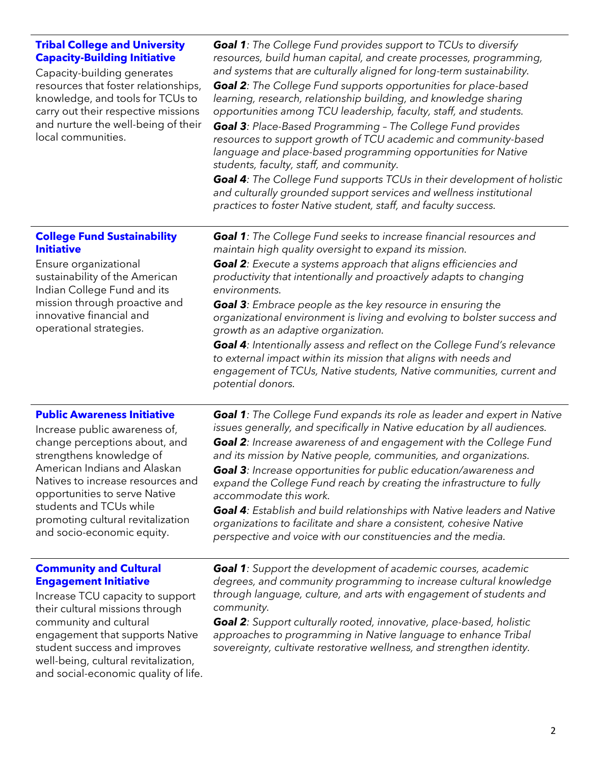| | |
|---|---|
| **Tribal College and University Capacity-Building Initiative**<br>Capacity-building generates resources that foster relationships, knowledge, and tools for TCUs to carry out their respective missions and nurture the well-being of their local communities. | ***Goal 1***: *The College Fund provides support to TCUs to diversify resources, build human capital, and create processes, programming, and systems that are culturally aligned for long-term sustainability.*<br>***Goal 2***: *The College Fund supports opportunities for place-based learning, research, relationship building, and knowledge sharing opportunities among TCU leadership, faculty, staff, and students.*<br>***Goal 3***: *Place-Based Programming – The College Fund provides resources to support growth of TCU academic and community-based language and place-based programming opportunities for Native students, faculty, staff, and community.*<br>***Goal 4***: *The College Fund supports TCUs in their development of holistic and culturally grounded support services and wellness institutional practices to foster Native student, staff, and faculty success.* |
| **College Fund Sustainability Initiative**<br>Ensure organizational sustainability of the American Indian College Fund and its mission through proactive and innovative financial and operational strategies. | ***Goal 1***: *The College Fund seeks to increase financial resources and maintain high quality oversight to expand its mission.*<br>***Goal 2***: *Execute a systems approach that aligns efficiencies and productivity that intentionally and proactively adapts to changing environments.*<br>***Goal 3***: *Embrace people as the key resource in ensuring the organizational environment is living and evolving to bolster success and growth as an adaptive organization.*<br>***Goal 4***: *Intentionally assess and reflect on the College Fund's relevance to external impact within its mission that aligns with needs and engagement of TCUs, Native students, Native communities, current and potential donors.* |
| **Public Awareness Initiative**<br>Increase public awareness of, change perceptions about, and strengthens knowledge of American Indians and Alaskan Natives to increase resources and opportunities to serve Native students and TCUs while promoting cultural revitalization and socio-economic equity. | ***Goal 1***: *The College Fund expands its role as leader and expert in Native issues generally, and specifically in Native education by all audiences.*<br>***Goal 2***: *Increase awareness of and engagement with the College Fund and its mission by Native people, communities, and organizations.*<br>***Goal 3***: *Increase opportunities for public education/awareness and expand the College Fund reach by creating the infrastructure to fully accommodate this work.*<br>***Goal 4***: *Establish and build relationships with Native leaders and Native organizations to facilitate and share a consistent, cohesive Native perspective and voice with our constituencies and the media.* |
| **Community and Cultural Engagement Initiative**<br>Increase TCU capacity to support their cultural missions through community and cultural engagement that supports Native student success and improves well-being, cultural revitalization, and social-economic quality of life. | ***Goal 1***: *Support the development of academic courses, academic degrees, and community programming to increase cultural knowledge through language, culture, and arts with engagement of students and community.*<br>***Goal 2***: *Support culturally rooted, innovative, place-based, holistic approaches to programming in Native language to enhance Tribal sovereignty, cultivate restorative wellness, and strengthen identity.* |